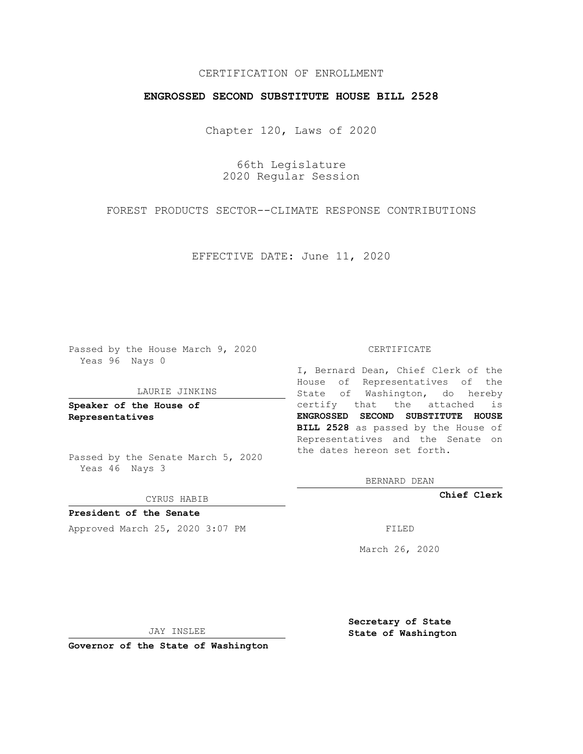CERTIFICATION OF ENROLLMENT

**ENGROSSED SECOND SUBSTITUTE HOUSE BILL 2528**

Chapter 120, Laws of 2020

66th Legislature
2020 Regular Session

FOREST PRODUCTS SECTOR--CLIMATE RESPONSE CONTRIBUTIONS

EFFECTIVE DATE: June 11, 2020

Passed by the House March 9, 2020
Yeas 96 Nays 0

LAURIE JINKINS

**Speaker of the House of Representatives**

Passed by the Senate March 5, 2020
Yeas 46 Nays 3

CYRUS HABIB

**President of the Senate**

Approved March 25, 2020 3:07 PM

JAY INSLEE

**Governor of the State of Washington**

CERTIFICATE

I, Bernard Dean, Chief Clerk of the House of Representatives of the State of Washington, do hereby certify that the attached is **ENGROSSED SECOND SUBSTITUTE HOUSE BILL 2528** as passed by the House of Representatives and the Senate on the dates hereon set forth.

BERNARD DEAN

**Chief Clerk**

FILED

March 26, 2020

**Secretary of State
State of Washington**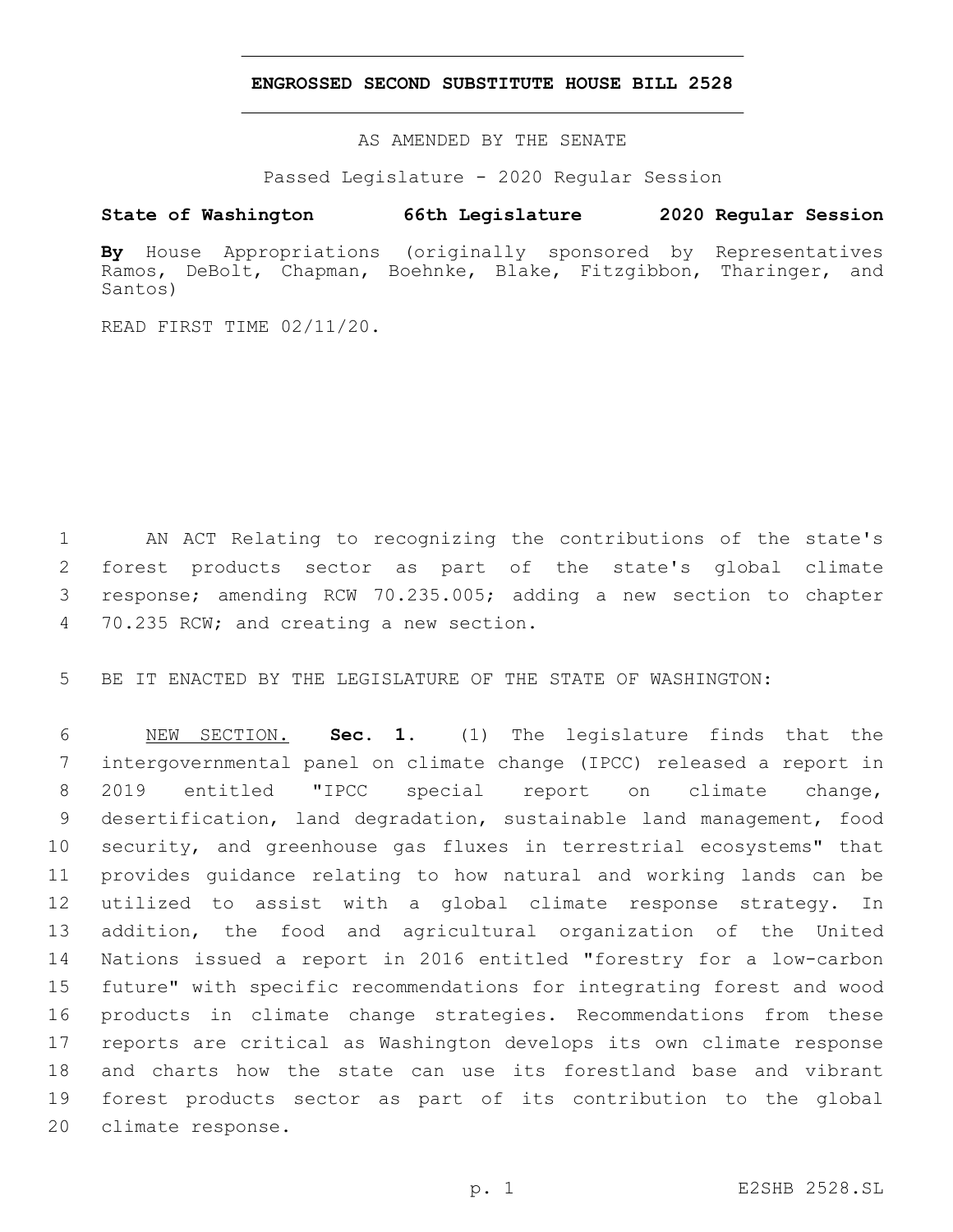## ENGROSSED SECOND SUBSTITUTE HOUSE BILL 2528

AS AMENDED BY THE SENATE

Passed Legislature - 2020 Regular Session

**State of Washington 66th Legislature 2020 Regular Session**

**By** House Appropriations (originally sponsored by Representatives Ramos, DeBolt, Chapman, Boehnke, Blake, Fitzgibbon, Tharinger, and Santos)

READ FIRST TIME 02/11/20.

AN ACT Relating to recognizing the contributions of the state's forest products sector as part of the state's global climate response; amending RCW 70.235.005; adding a new section to chapter 70.235 RCW; and creating a new section.

BE IT ENACTED BY THE LEGISLATURE OF THE STATE OF WASHINGTON:

NEW SECTION. **Sec. 1.** (1) The legislature finds that the intergovernmental panel on climate change (IPCC) released a report in 2019 entitled "IPCC special report on climate change, desertification, land degradation, sustainable land management, food security, and greenhouse gas fluxes in terrestrial ecosystems" that provides guidance relating to how natural and working lands can be utilized to assist with a global climate response strategy. In addition, the food and agricultural organization of the United Nations issued a report in 2016 entitled "forestry for a low-carbon future" with specific recommendations for integrating forest and wood products in climate change strategies. Recommendations from these reports are critical as Washington develops its own climate response and charts how the state can use its forestland base and vibrant forest products sector as part of its contribution to the global climate response.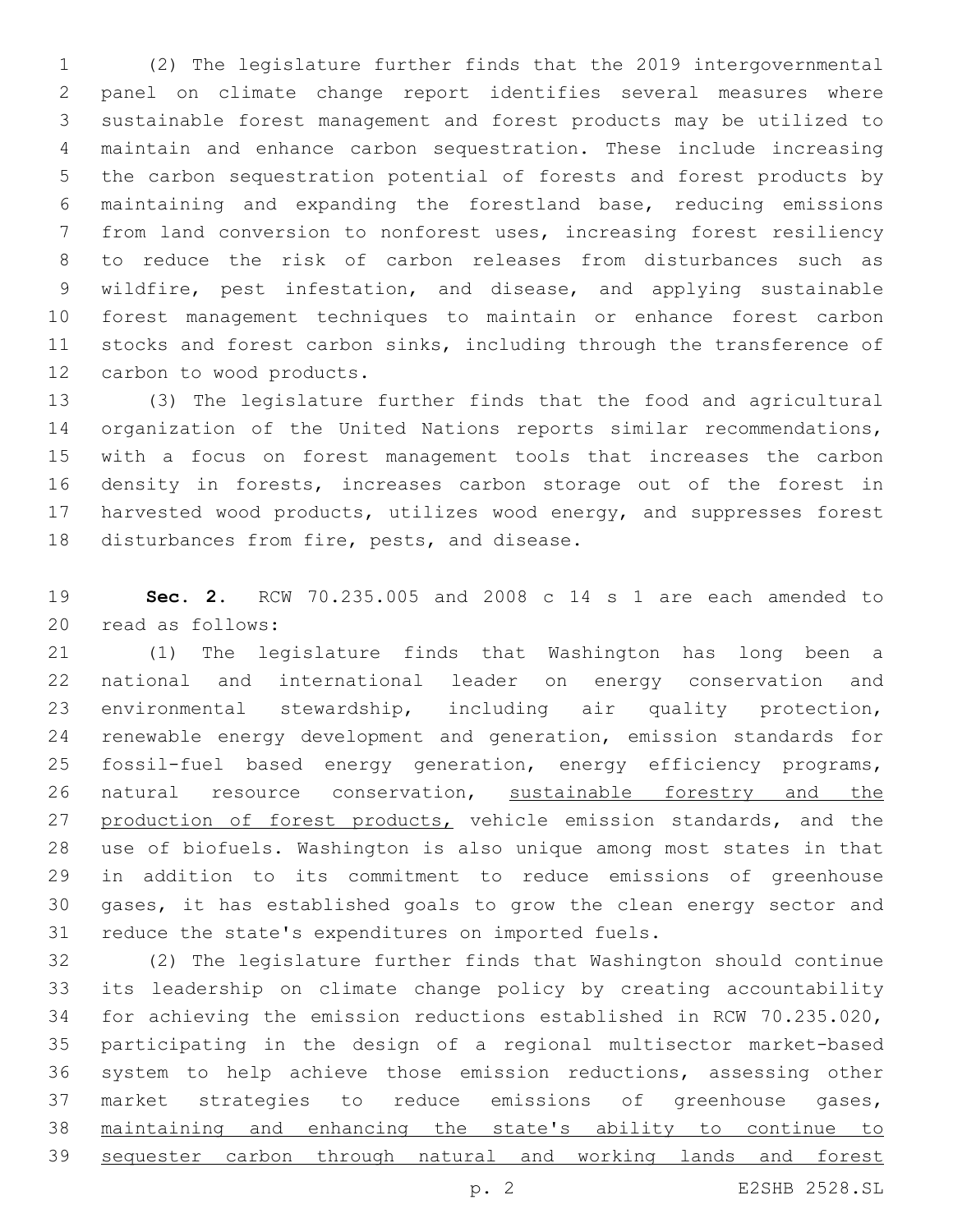(2) The legislature further finds that the 2019 intergovernmental panel on climate change report identifies several measures where sustainable forest management and forest products may be utilized to maintain and enhance carbon sequestration. These include increasing the carbon sequestration potential of forests and forest products by maintaining and expanding the forestland base, reducing emissions from land conversion to nonforest uses, increasing forest resiliency to reduce the risk of carbon releases from disturbances such as wildfire, pest infestation, and disease, and applying sustainable forest management techniques to maintain or enhance forest carbon stocks and forest carbon sinks, including through the transference of carbon to wood products.

(3) The legislature further finds that the food and agricultural organization of the United Nations reports similar recommendations, with a focus on forest management tools that increases the carbon density in forests, increases carbon storage out of the forest in harvested wood products, utilizes wood energy, and suppresses forest disturbances from fire, pests, and disease.

**Sec. 2.** RCW 70.235.005 and 2008 c 14 s 1 are each amended to read as follows:

(1) The legislature finds that Washington has long been a national and international leader on energy conservation and environmental stewardship, including air quality protection, renewable energy development and generation, emission standards for fossil-fuel based energy generation, energy efficiency programs, natural resource conservation, <u>sustainable forestry and the production of forest products,</u> vehicle emission standards, and the use of biofuels. Washington is also unique among most states in that in addition to its commitment to reduce emissions of greenhouse gases, it has established goals to grow the clean energy sector and reduce the state's expenditures on imported fuels.

(2) The legislature further finds that Washington should continue its leadership on climate change policy by creating accountability for achieving the emission reductions established in RCW 70.235.020, participating in the design of a regional multisector market-based system to help achieve those emission reductions, assessing other market strategies to reduce emissions of greenhouse gases, <u>maintaining and enhancing the state's ability to continue to sequester carbon through natural and working lands and forest</u>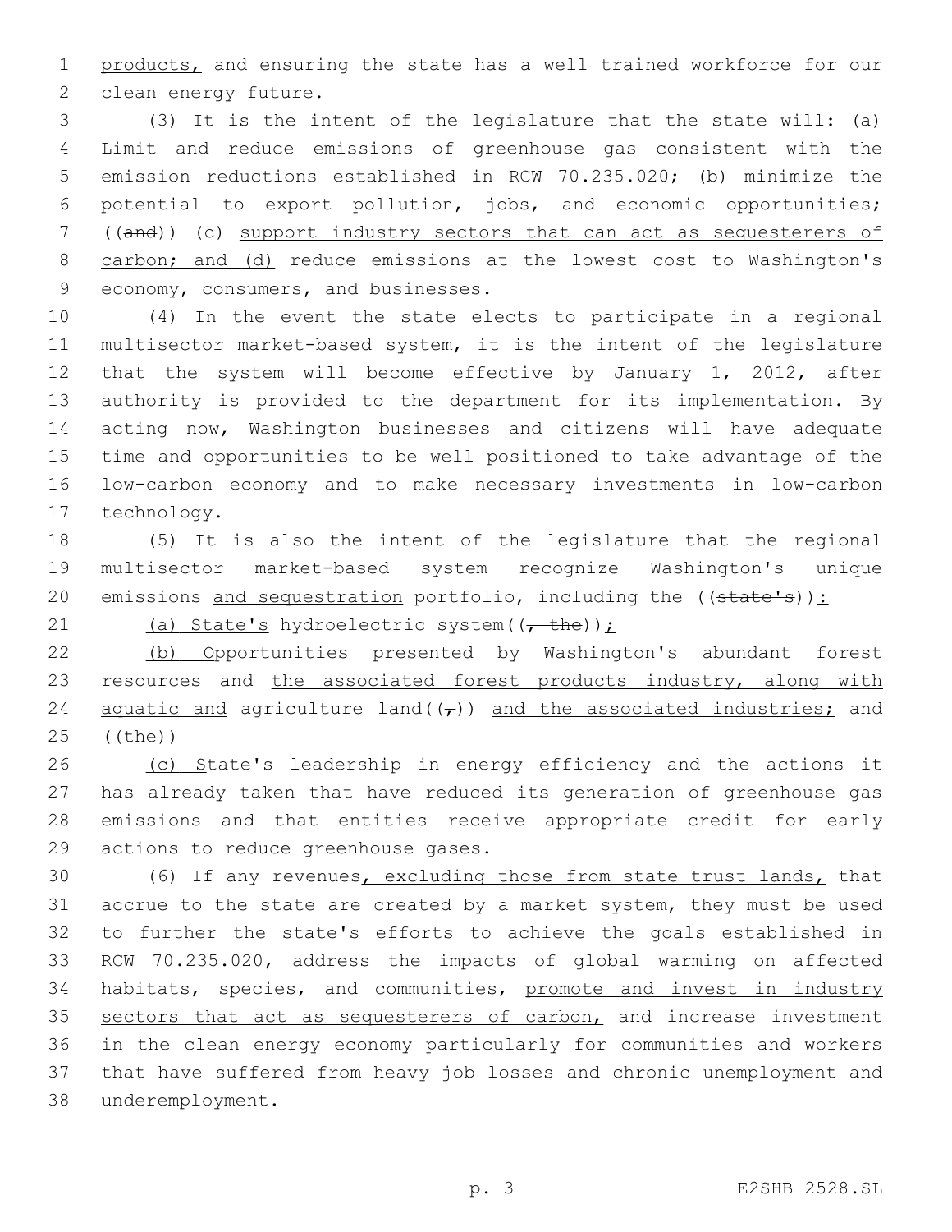products, and ensuring the state has a well trained workforce for our clean energy future.

(3) It is the intent of the legislature that the state will: (a) Limit and reduce emissions of greenhouse gas consistent with the emission reductions established in RCW 70.235.020; (b) minimize the potential to export pollution, jobs, and economic opportunities; ((and)) (c) support industry sectors that can act as sequesterers of carbon; and (d) reduce emissions at the lowest cost to Washington's economy, consumers, and businesses.

(4) In the event the state elects to participate in a regional multisector market-based system, it is the intent of the legislature that the system will become effective by January 1, 2012, after authority is provided to the department for its implementation. By acting now, Washington businesses and citizens will have adequate time and opportunities to be well positioned to take advantage of the low-carbon economy and to make necessary investments in low-carbon technology.

(5) It is also the intent of the legislature that the regional multisector market-based system recognize Washington's unique emissions and sequestration portfolio, including the ((state's)):

(a) State's hydroelectric system((, the));

(b) Opportunities presented by Washington's abundant forest resources and the associated forest products industry, along with aquatic and agriculture land((,)) and the associated industries; and ((the))

(c) State's leadership in energy efficiency and the actions it has already taken that have reduced its generation of greenhouse gas emissions and that entities receive appropriate credit for early actions to reduce greenhouse gases.

(6) If any revenues, excluding those from state trust lands, that accrue to the state are created by a market system, they must be used to further the state's efforts to achieve the goals established in RCW 70.235.020, address the impacts of global warming on affected habitats, species, and communities, promote and invest in industry sectors that act as sequesterers of carbon, and increase investment in the clean energy economy particularly for communities and workers that have suffered from heavy job losses and chronic unemployment and underemployment.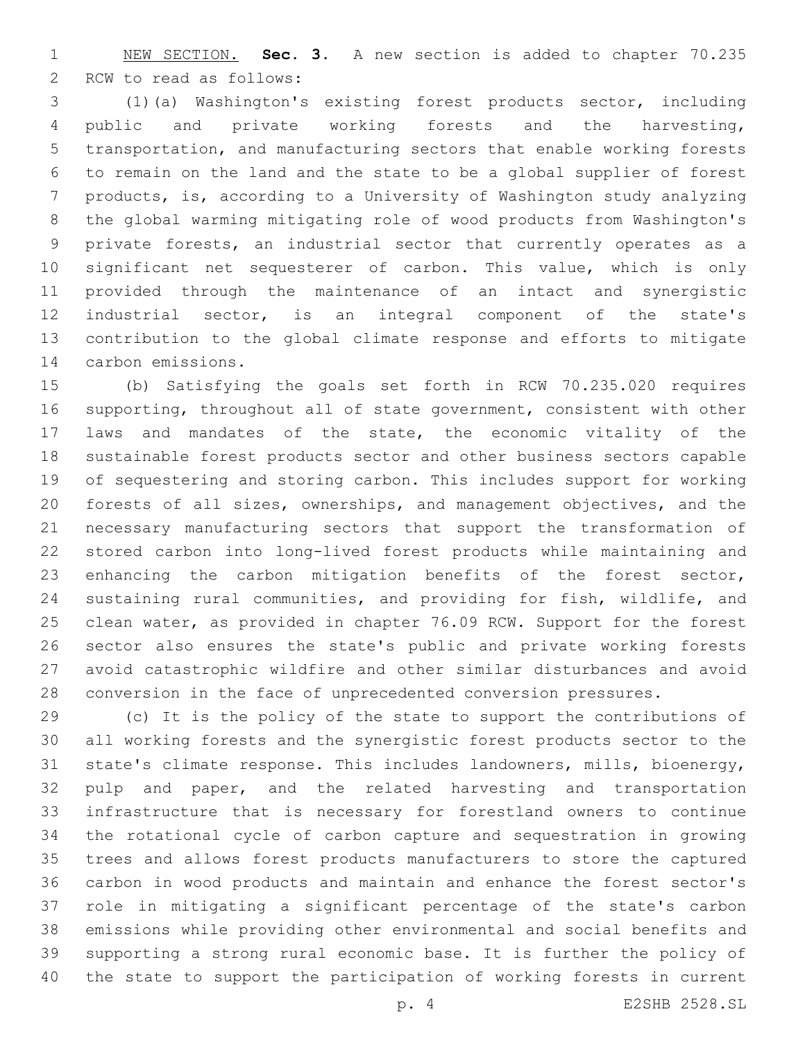NEW SECTION. **Sec. 3.** A new section is added to chapter 70.235 RCW to read as follows:

(1)(a) Washington's existing forest products sector, including public and private working forests and the harvesting, transportation, and manufacturing sectors that enable working forests to remain on the land and the state to be a global supplier of forest products, is, according to a University of Washington study analyzing the global warming mitigating role of wood products from Washington's private forests, an industrial sector that currently operates as a significant net sequesterer of carbon. This value, which is only provided through the maintenance of an intact and synergistic industrial sector, is an integral component of the state's contribution to the global climate response and efforts to mitigate carbon emissions.

(b) Satisfying the goals set forth in RCW 70.235.020 requires supporting, throughout all of state government, consistent with other laws and mandates of the state, the economic vitality of the sustainable forest products sector and other business sectors capable of sequestering and storing carbon. This includes support for working forests of all sizes, ownerships, and management objectives, and the necessary manufacturing sectors that support the transformation of stored carbon into long-lived forest products while maintaining and enhancing the carbon mitigation benefits of the forest sector, sustaining rural communities, and providing for fish, wildlife, and clean water, as provided in chapter 76.09 RCW. Support for the forest sector also ensures the state's public and private working forests avoid catastrophic wildfire and other similar disturbances and avoid conversion in the face of unprecedented conversion pressures.

(c) It is the policy of the state to support the contributions of all working forests and the synergistic forest products sector to the state's climate response. This includes landowners, mills, bioenergy, pulp and paper, and the related harvesting and transportation infrastructure that is necessary for forestland owners to continue the rotational cycle of carbon capture and sequestration in growing trees and allows forest products manufacturers to store the captured carbon in wood products and maintain and enhance the forest sector's role in mitigating a significant percentage of the state's carbon emissions while providing other environmental and social benefits and supporting a strong rural economic base. It is further the policy of the state to support the participation of working forests in current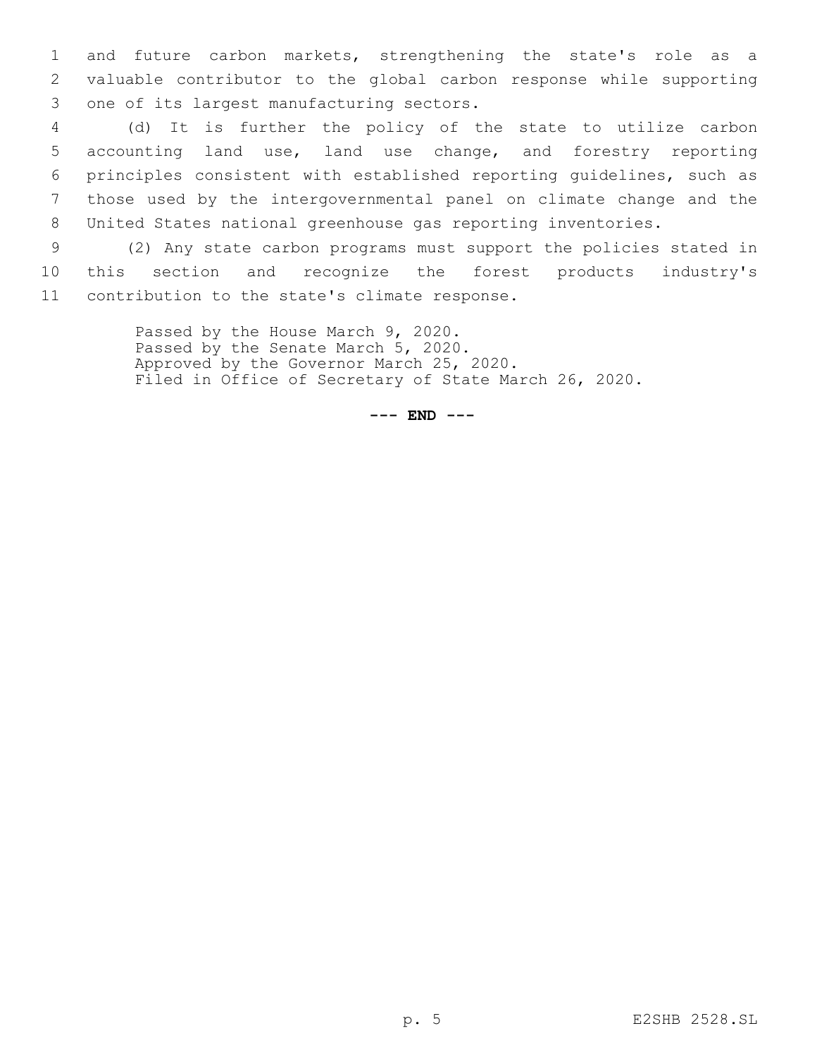and future carbon markets, strengthening the state's role as a valuable contributor to the global carbon response while supporting one of its largest manufacturing sectors.

(d) It is further the policy of the state to utilize carbon accounting land use, land use change, and forestry reporting principles consistent with established reporting guidelines, such as those used by the intergovernmental panel on climate change and the United States national greenhouse gas reporting inventories.

(2) Any state carbon programs must support the policies stated in this section and recognize the forest products industry's contribution to the state's climate response.

Passed by the House March 9, 2020.
Passed by the Senate March 5, 2020.
Approved by the Governor March 25, 2020.
Filed in Office of Secretary of State March 26, 2020.

**--- END ---**